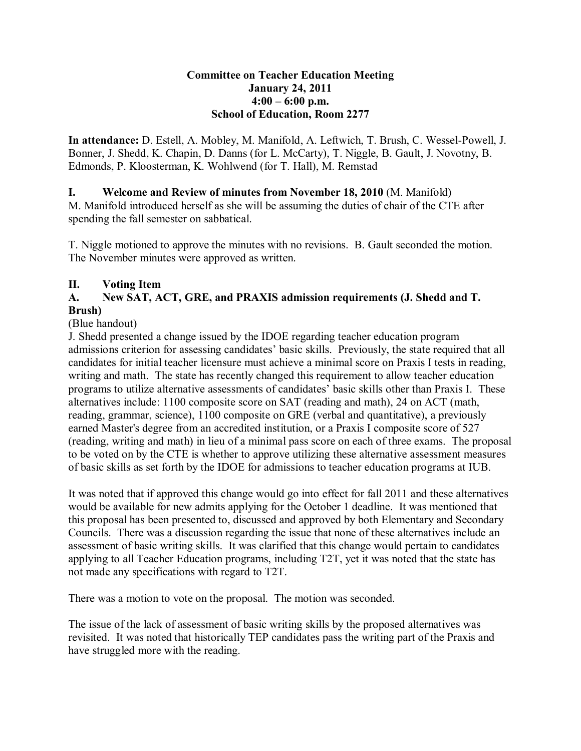**Committee on Teacher Education Meeting**
**January 24, 2011**
**4:00 – 6:00 p.m.**
**School of Education, Room 2277**

**In attendance:** D. Estell, A. Mobley, M. Manifold, A. Leftwich, T. Brush, C. Wessel-Powell, J. Bonner, J. Shedd, K. Chapin, D. Danns (for L. McCarty), T. Niggle, B. Gault, J. Novotny, B. Edmonds, P. Kloosterman, K. Wohlwend (for T. Hall), M. Remstad

## I. Welcome and Review of minutes from November 18, 2010 (M. Manifold)

M. Manifold introduced herself as she will be assuming the duties of chair of the CTE after spending the fall semester on sabbatical.

T. Niggle motioned to approve the minutes with no revisions. B. Gault seconded the motion. The November minutes were approved as written.

## II. Voting Item

### A. New SAT, ACT, GRE, and PRAXIS admission requirements (J. Shedd and T. Brush)

(Blue handout)

J. Shedd presented a change issued by the IDOE regarding teacher education program admissions criterion for assessing candidates' basic skills. Previously, the state required that all candidates for initial teacher licensure must achieve a minimal score on Praxis I tests in reading, writing and math. The state has recently changed this requirement to allow teacher education programs to utilize alternative assessments of candidates' basic skills other than Praxis I. These alternatives include: 1100 composite score on SAT (reading and math), 24 on ACT (math, reading, grammar, science), 1100 composite on GRE (verbal and quantitative), a previously earned Master's degree from an accredited institution, or a Praxis I composite score of 527 (reading, writing and math) in lieu of a minimal pass score on each of three exams. The proposal to be voted on by the CTE is whether to approve utilizing these alternative assessment measures of basic skills as set forth by the IDOE for admissions to teacher education programs at IUB.

It was noted that if approved this change would go into effect for fall 2011 and these alternatives would be available for new admits applying for the October 1 deadline. It was mentioned that this proposal has been presented to, discussed and approved by both Elementary and Secondary Councils. There was a discussion regarding the issue that none of these alternatives include an assessment of basic writing skills. It was clarified that this change would pertain to candidates applying to all Teacher Education programs, including T2T, yet it was noted that the state has not made any specifications with regard to T2T.

There was a motion to vote on the proposal. The motion was seconded.

The issue of the lack of assessment of basic writing skills by the proposed alternatives was revisited. It was noted that historically TEP candidates pass the writing part of the Praxis and have struggled more with the reading.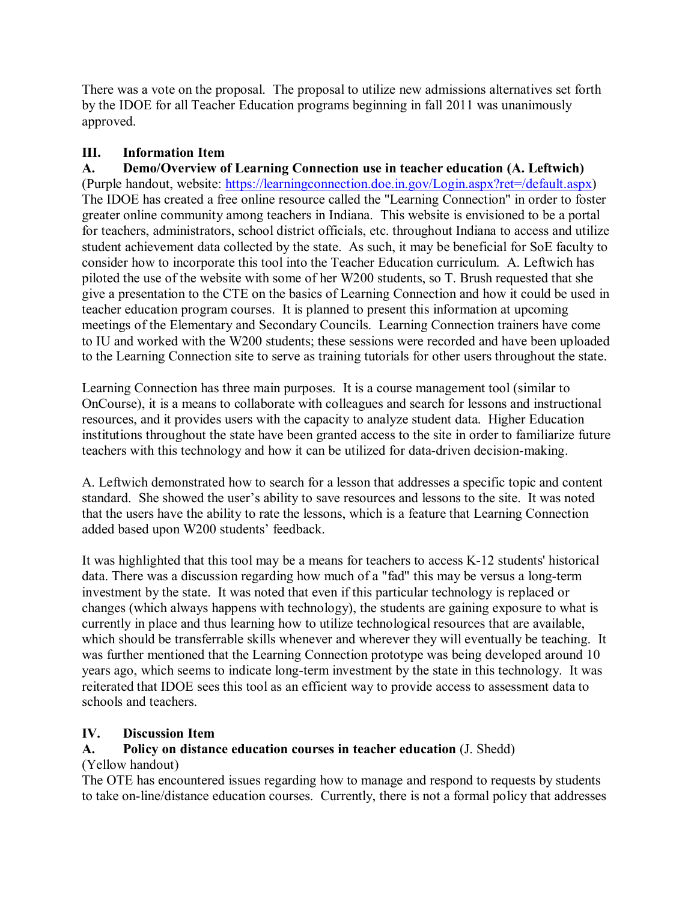There was a vote on the proposal. The proposal to utilize new admissions alternatives set forth by the IDOE for all Teacher Education programs beginning in fall 2011 was unanimously approved.

## III. Information Item

### A. Demo/Overview of Learning Connection use in teacher education (A. Leftwich)

(Purple handout, website: [https://learningconnection.doe.in.gov/Login.aspx?ret=/default.aspx](https://learningconnection.doe.in.gov/Login.aspx?ret=/default.aspx))
The IDOE has created a free online resource called the "Learning Connection" in order to foster greater online community among teachers in Indiana. This website is envisioned to be a portal for teachers, administrators, school district officials, etc. throughout Indiana to access and utilize student achievement data collected by the state. As such, it may be beneficial for SoE faculty to consider how to incorporate this tool into the Teacher Education curriculum. A. Leftwich has piloted the use of the website with some of her W200 students, so T. Brush requested that she give a presentation to the CTE on the basics of Learning Connection and how it could be used in teacher education program courses. It is planned to present this information at upcoming meetings of the Elementary and Secondary Councils. Learning Connection trainers have come to IU and worked with the W200 students; these sessions were recorded and have been uploaded to the Learning Connection site to serve as training tutorials for other users throughout the state.

Learning Connection has three main purposes. It is a course management tool (similar to OnCourse), it is a means to collaborate with colleagues and search for lessons and instructional resources, and it provides users with the capacity to analyze student data. Higher Education institutions throughout the state have been granted access to the site in order to familiarize future teachers with this technology and how it can be utilized for data-driven decision-making.

A. Leftwich demonstrated how to search for a lesson that addresses a specific topic and content standard. She showed the user's ability to save resources and lessons to the site. It was noted that the users have the ability to rate the lessons, which is a feature that Learning Connection added based upon W200 students' feedback.

It was highlighted that this tool may be a means for teachers to access K-12 students' historical data. There was a discussion regarding how much of a "fad" this may be versus a long-term investment by the state. It was noted that even if this particular technology is replaced or changes (which always happens with technology), the students are gaining exposure to what is currently in place and thus learning how to utilize technological resources that are available, which should be transferrable skills whenever and wherever they will eventually be teaching. It was further mentioned that the Learning Connection prototype was being developed around 10 years ago, which seems to indicate long-term investment by the state in this technology. It was reiterated that IDOE sees this tool as an efficient way to provide access to assessment data to schools and teachers.

## IV. Discussion Item

### A. Policy on distance education courses in teacher education (J. Shedd)

(Yellow handout)
The OTE has encountered issues regarding how to manage and respond to requests by students to take on-line/distance education courses. Currently, there is not a formal policy that addresses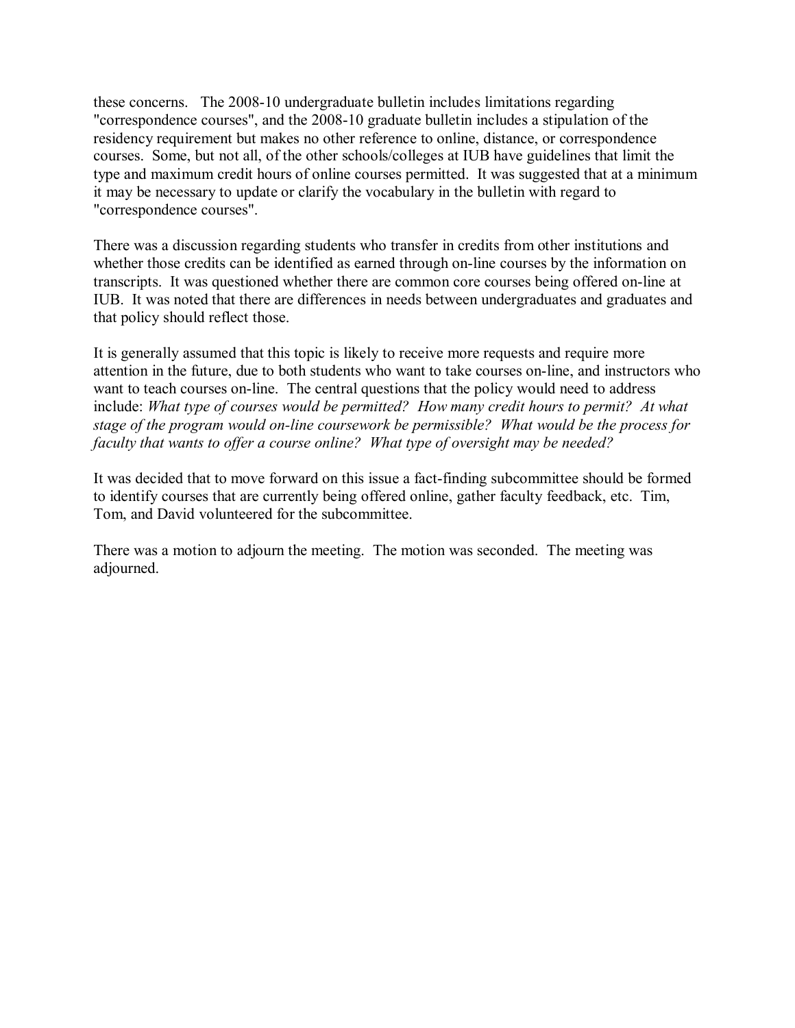these concerns. The 2008-10 undergraduate bulletin includes limitations regarding "correspondence courses", and the 2008-10 graduate bulletin includes a stipulation of the residency requirement but makes no other reference to online, distance, or correspondence courses. Some, but not all, of the other schools/colleges at IUB have guidelines that limit the type and maximum credit hours of online courses permitted. It was suggested that at a minimum it may be necessary to update or clarify the vocabulary in the bulletin with regard to "correspondence courses".

There was a discussion regarding students who transfer in credits from other institutions and whether those credits can be identified as earned through on-line courses by the information on transcripts. It was questioned whether there are common core courses being offered on-line at IUB. It was noted that there are differences in needs between undergraduates and graduates and that policy should reflect those.

It is generally assumed that this topic is likely to receive more requests and require more attention in the future, due to both students who want to take courses on-line, and instructors who want to teach courses on-line. The central questions that the policy would need to address include: *What type of courses would be permitted? How many credit hours to permit? At what stage of the program would on-line coursework be permissible? What would be the process for faculty that wants to offer a course online? What type of oversight may be needed?*

It was decided that to move forward on this issue a fact-finding subcommittee should be formed to identify courses that are currently being offered online, gather faculty feedback, etc. Tim, Tom, and David volunteered for the subcommittee.

There was a motion to adjourn the meeting. The motion was seconded. The meeting was adjourned.